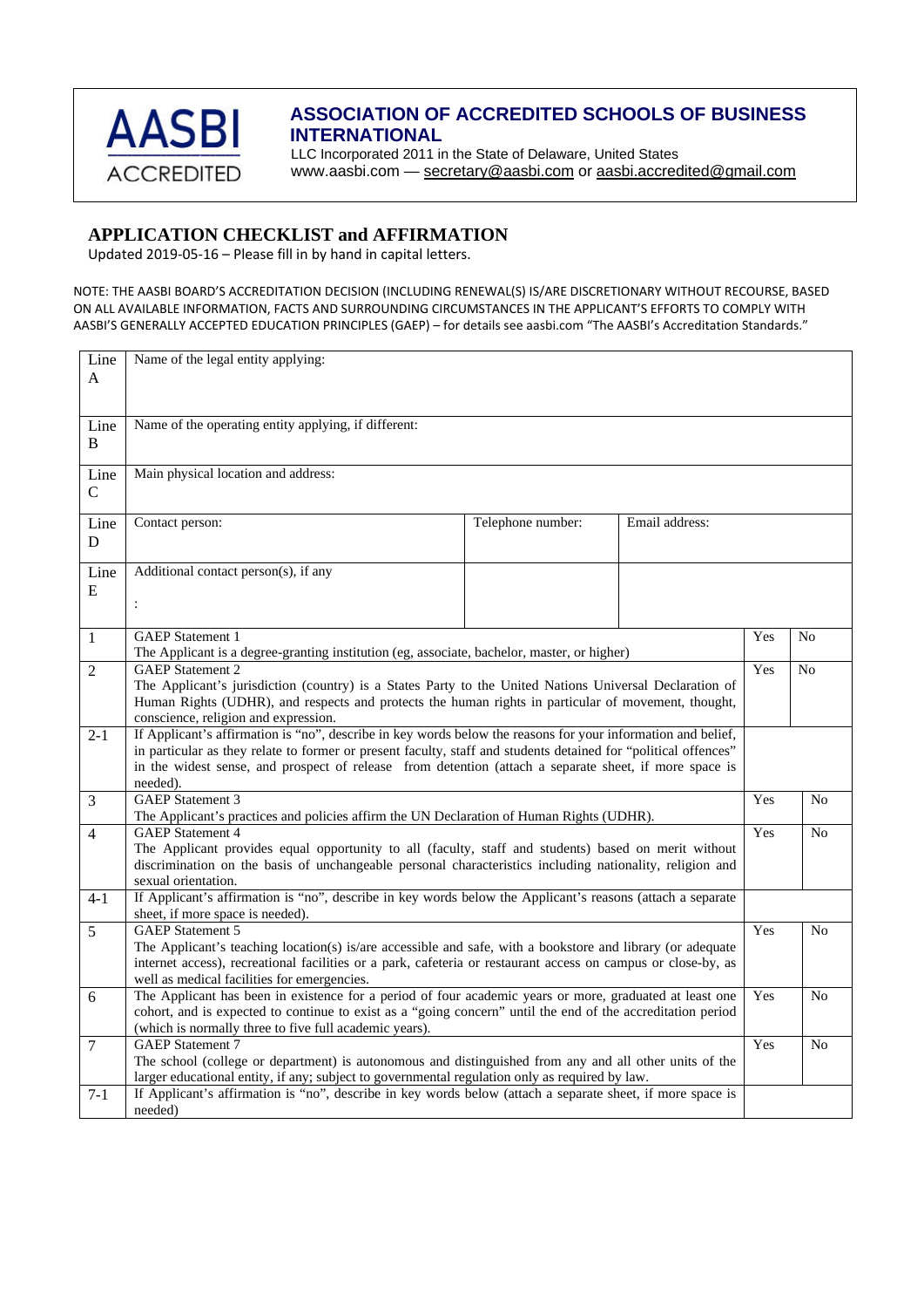AASBI ACCREDITED

## ASSOCIATION OF ACCREDITED SCHOOLS OF BUSINESS INTERNATIONAL

LLC Incorporated 2011 in the State of Delaware, United States
www.aasbi.com — secretary@aasbi.com or aasbi.accredited@gmail.com

# APPLICATION CHECKLIST and AFFIRMATION

Updated 2019-05-16 – Please fill in by hand in capital letters.

NOTE: THE AASBI BOARD'S ACCREDITATION DECISION (INCLUDING RENEWAL(S) IS/ARE DISCRETIONARY WITHOUT RECOURSE, BASED ON ALL AVAILABLE INFORMATION, FACTS AND SURROUNDING CIRCUMSTANCES IN THE APPLICANT'S EFFORTS TO COMPLY WITH AASBI'S GENERALLY ACCEPTED EDUCATION PRINCIPLES (GAEP) – for details see aasbi.com "The AASBI's Accreditation Standards."

| Line | | | | | |
|---|---|---|---|---|---|
| Line A | Name of the legal entity applying: | | | | |
| Line B | Name of the operating entity applying, if different: | | | | |
| Line C | Main physical location and address: | | | | |
| Line D | Contact person: | Telephone number: | Email address: | | |
| Line E | Additional contact person(s), if any<br>: | | | | |
| 1 | GAEP Statement 1<br>The Applicant is a degree-granting institution (eg, associate, bachelor, master, or higher) | | | Yes | No |
| 2 | GAEP Statement 2<br>The Applicant's jurisdiction (country) is a States Party to the United Nations Universal Declaration of Human Rights (UDHR), and respects and protects the human rights in particular of movement, thought, conscience, religion and expression. | | | Yes | No |
| 2-1 | If Applicant's affirmation is "no", describe in key words below the reasons for your information and belief, in particular as they relate to former or present faculty, staff and students detained for "political offences" in the widest sense, and prospect of release from detention (attach a separate sheet, if more space is needed). | | | | |
| 3 | GAEP Statement 3<br>The Applicant's practices and policies affirm the UN Declaration of Human Rights (UDHR). | | | Yes | No |
| 4 | GAEP Statement 4<br>The Applicant provides equal opportunity to all (faculty, staff and students) based on merit without discrimination on the basis of unchangeable personal characteristics including nationality, religion and sexual orientation. | | | Yes | No |
| 4-1 | If Applicant's affirmation is "no", describe in key words below the Applicant's reasons (attach a separate sheet, if more space is needed). | | | | |
| 5 | GAEP Statement 5<br>The Applicant's teaching location(s) is/are accessible and safe, with a bookstore and library (or adequate internet access), recreational facilities or a park, cafeteria or restaurant access on campus or close-by, as well as medical facilities for emergencies. | | | Yes | No |
| 6 | The Applicant has been in existence for a period of four academic years or more, graduated at least one cohort, and is expected to continue to exist as a "going concern" until the end of the accreditation period (which is normally three to five full academic years). | | | Yes | No |
| 7 | GAEP Statement 7<br>The school (college or department) is autonomous and distinguished from any and all other units of the larger educational entity, if any; subject to governmental regulation only as required by law. | | | Yes | No |
| 7-1 | If Applicant's affirmation is "no", describe in key words below (attach a separate sheet, if more space is needed) | | | | |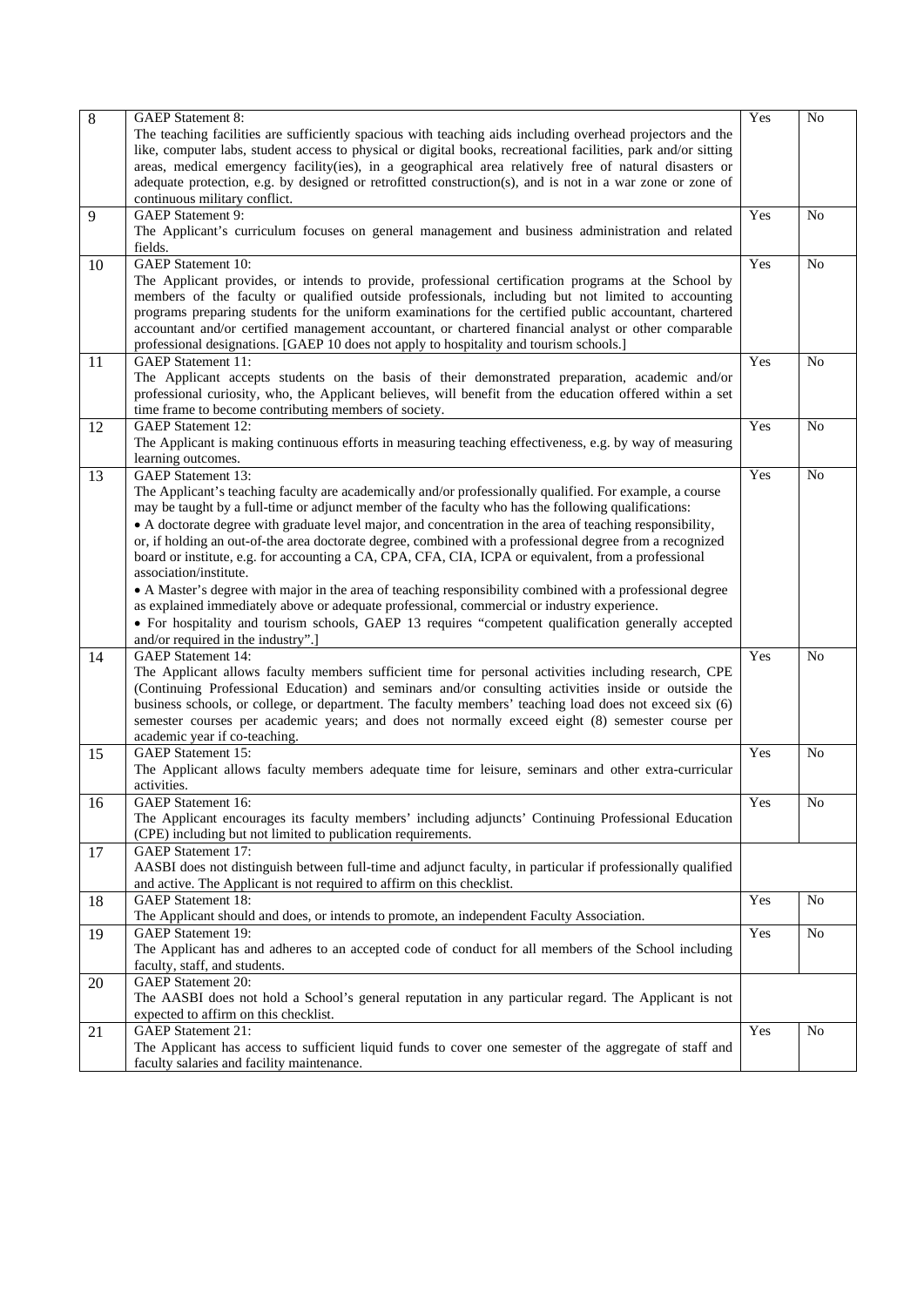| | | | |
|---|---|---|---|
| 8 | GAEP Statement 8:<br>The teaching facilities are sufficiently spacious with teaching aids including overhead projectors and the like, computer labs, student access to physical or digital books, recreational facilities, park and/or sitting areas, medical emergency facility(ies), in a geographical area relatively free of natural disasters or adequate protection, e.g. by designed or retrofitted construction(s), and is not in a war zone or zone of continuous military conflict. | Yes | No |
| 9 | GAEP Statement 9:<br>The Applicant's curriculum focuses on general management and business administration and related fields. | Yes | No |
| 10 | GAEP Statement 10:<br>The Applicant provides, or intends to provide, professional certification programs at the School by members of the faculty or qualified outside professionals, including but not limited to accounting programs preparing students for the uniform examinations for the certified public accountant, chartered accountant and/or certified management accountant, or chartered financial analyst or other comparable professional designations. [GAEP 10 does not apply to hospitality and tourism schools.] | Yes | No |
| 11 | GAEP Statement 11:<br>The Applicant accepts students on the basis of their demonstrated preparation, academic and/or professional curiosity, who, the Applicant believes, will benefit from the education offered within a set time frame to become contributing members of society. | Yes | No |
| 12 | GAEP Statement 12:<br>The Applicant is making continuous efforts in measuring teaching effectiveness, e.g. by way of measuring learning outcomes. | Yes | No |
| 13 | GAEP Statement 13:<br>The Applicant's teaching faculty are academically and/or professionally qualified. For example, a course may be taught by a full-time or adjunct member of the faculty who has the following qualifications:<br>• A doctorate degree with graduate level major, and concentration in the area of teaching responsibility, or, if holding an out-of-the area doctorate degree, combined with a professional degree from a recognized board or institute, e.g. for accounting a CA, CPA, CFA, CIA, ICPA or equivalent, from a professional association/institute.<br>• A Master's degree with major in the area of teaching responsibility combined with a professional degree as explained immediately above or adequate professional, commercial or industry experience.<br>• For hospitality and tourism schools, GAEP 13 requires "competent qualification generally accepted and/or required in the industry".] | Yes | No |
| 14 | GAEP Statement 14:<br>The Applicant allows faculty members sufficient time for personal activities including research, CPE (Continuing Professional Education) and seminars and/or consulting activities inside or outside the business schools, or college, or department. The faculty members' teaching load does not exceed six (6) semester courses per academic years; and does not normally exceed eight (8) semester course per academic year if co-teaching. | Yes | No |
| 15 | GAEP Statement 15:<br>The Applicant allows faculty members adequate time for leisure, seminars and other extra-curricular activities. | Yes | No |
| 16 | GAEP Statement 16:<br>The Applicant encourages its faculty members' including adjuncts' Continuing Professional Education (CPE) including but not limited to publication requirements. | Yes | No |
| 17 | GAEP Statement 17:<br>AASBI does not distinguish between full-time and adjunct faculty, in particular if professionally qualified and active. The Applicant is not required to affirm on this checklist. | | |
| 18 | GAEP Statement 18:<br>The Applicant should and does, or intends to promote, an independent Faculty Association. | Yes | No |
| 19 | GAEP Statement 19:<br>The Applicant has and adheres to an accepted code of conduct for all members of the School including faculty, staff, and students. | Yes | No |
| 20 | GAEP Statement 20:<br>The AASBI does not hold a School's general reputation in any particular regard. The Applicant is not expected to affirm on this checklist. | | |
| 21 | GAEP Statement 21:<br>The Applicant has access to sufficient liquid funds to cover one semester of the aggregate of staff and faculty salaries and facility maintenance. | Yes | No |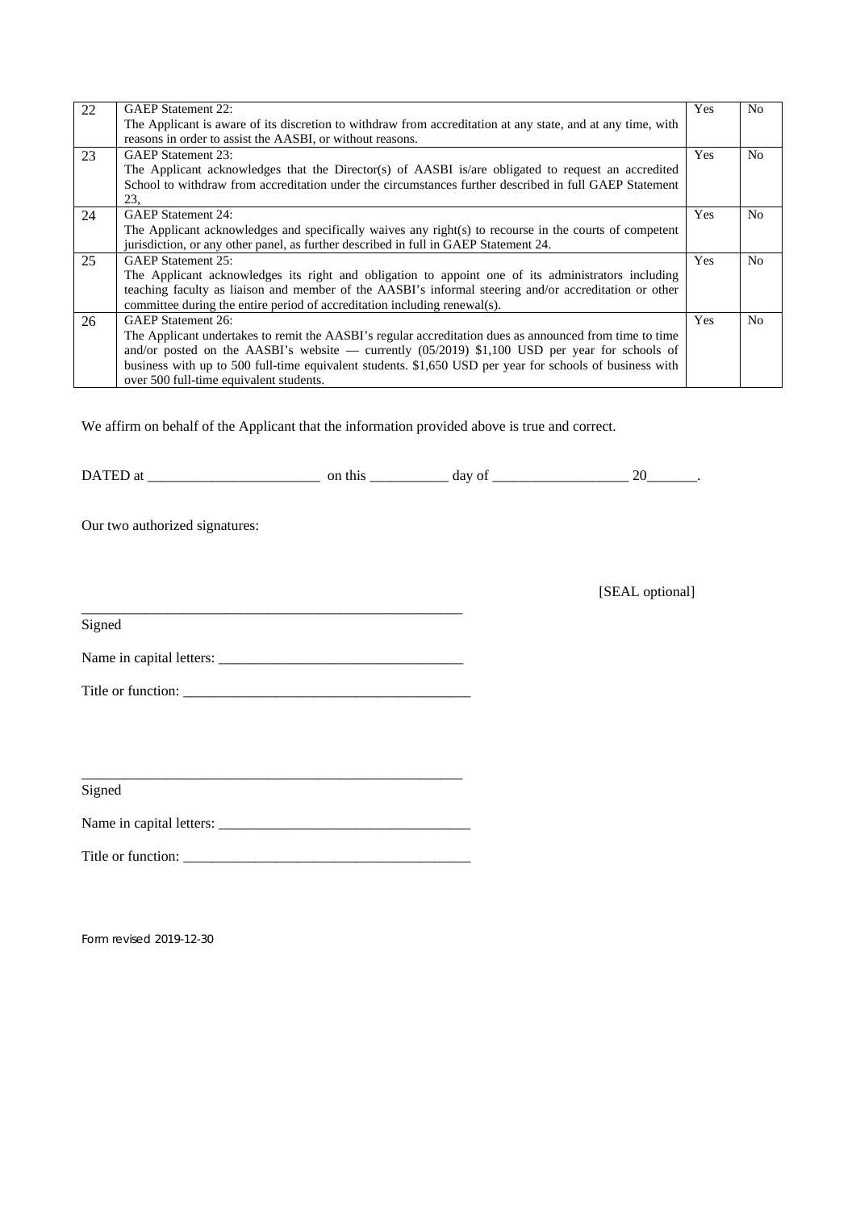| | | | |
|---|---|---|---|
| 22 | GAEP Statement 22:<br>The Applicant is aware of its discretion to withdraw from accreditation at any state, and at any time, with reasons in order to assist the AASBI, or without reasons. | Yes | No |
| 23 | GAEP Statement 23:<br>The Applicant acknowledges that the Director(s) of AASBI is/are obligated to request an accredited School to withdraw from accreditation under the circumstances further described in full GAEP Statement 23, | Yes | No |
| 24 | GAEP Statement 24:<br>The Applicant acknowledges and specifically waives any right(s) to recourse in the courts of competent jurisdiction, or any other panel, as further described in full in GAEP Statement 24. | Yes | No |
| 25 | GAEP Statement 25:<br>The Applicant acknowledges its right and obligation to appoint one of its administrators including teaching faculty as liaison and member of the AASBI's informal steering and/or accreditation or other committee during the entire period of accreditation including renewal(s). | Yes | No |
| 26 | GAEP Statement 26:<br>The Applicant undertakes to remit the AASBI's regular accreditation dues as announced from time to time and/or posted on the AASBI's website — currently (05/2019) $1,100 USD per year for schools of business with up to 500 full-time equivalent students. $1,650 USD per year for schools of business with over 500 full-time equivalent students. | Yes | No |

We affirm on behalf of the Applicant that the information provided above is true and correct.

DATED at ________________________ on this ___________ day of ___________________ 20_______.

Our two authorized signatures:

[SEAL optional]

_______________________________________________________

Signed

Name in capital letters: _________________________________

Title or function: _______________________________________

_______________________________________________________

Signed

Name in capital letters: __________________________________

Title or function: _______________________________________

Form revised 2019-12-30